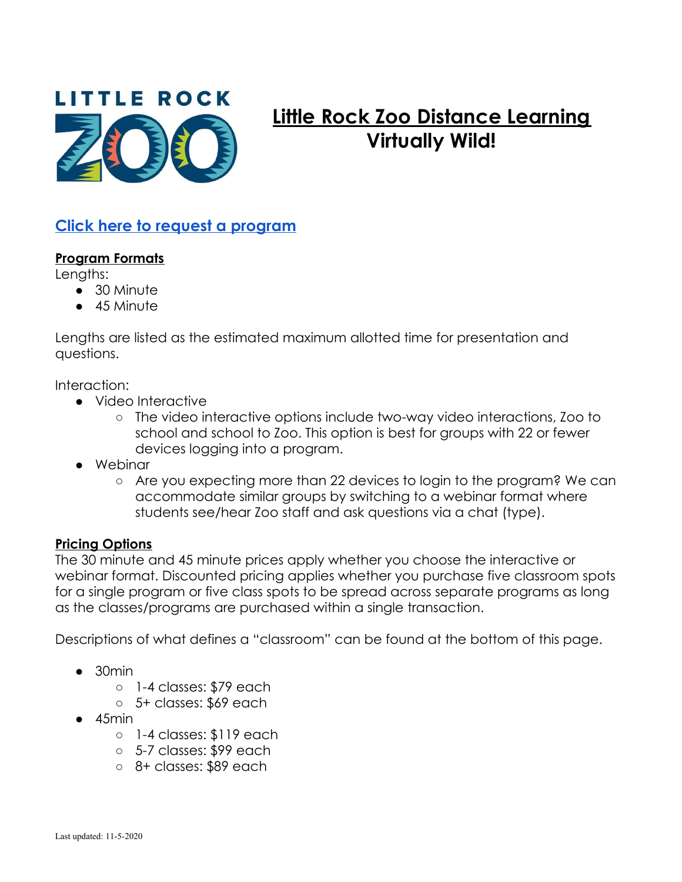# Little Rock Zoo Distance Learning
## Virtually Wild!

**Click here to request a program**

**Program Formats**

Lengths:

- 30 Minute
- 45 Minute

Lengths are listed as the estimated maximum allotted time for presentation and questions.

Interaction:

- Video Interactive
  - The video interactive options include two-way video interactions, Zoo to school and school to Zoo. This option is best for groups with 22 or fewer devices logging into a program.
- Webinar
  - Are you expecting more than 22 devices to login to the program? We can accommodate similar groups by switching to a webinar format where students see/hear Zoo staff and ask questions via a chat (type).

**Pricing Options**

The 30 minute and 45 minute prices apply whether you choose the interactive or webinar format. Discounted pricing applies whether you purchase five classroom spots for a single program or five class spots to be spread across separate programs as long as the classes/programs are purchased within a single transaction.

Descriptions of what defines a "classroom" can be found at the bottom of this page.

- 30min
  - 1-4 classes: $79 each
  - 5+ classes: $69 each
- 45min
  - 1-4 classes: $119 each
  - 5-7 classes: $99 each
  - 8+ classes: $89 each

Last updated: 11-5-2020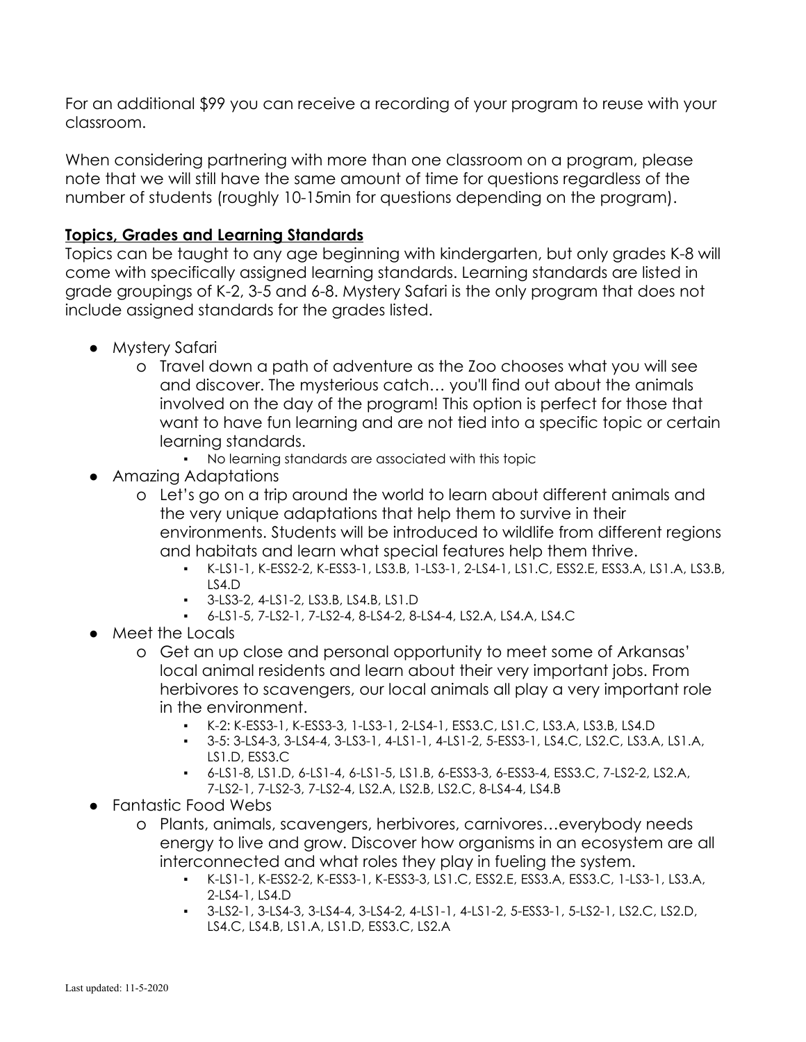For an additional $99 you can receive a recording of your program to reuse with your classroom.

When considering partnering with more than one classroom on a program, please note that we will still have the same amount of time for questions regardless of the number of students (roughly 10-15min for questions depending on the program).

**Topics, Grades and Learning Standards**

Topics can be taught to any age beginning with kindergarten, but only grades K-8 will come with specifically assigned learning standards. Learning standards are listed in grade groupings of K-2, 3-5 and 6-8. Mystery Safari is the only program that does not include assigned standards for the grades listed.

- Mystery Safari
  - Travel down a path of adventure as the Zoo chooses what you will see and discover. The mysterious catch… you'll find out about the animals involved on the day of the program! This option is perfect for those that want to have fun learning and are not tied into a specific topic or certain learning standards.
    - No learning standards are associated with this topic
- Amazing Adaptations
  - Let's go on a trip around the world to learn about different animals and the very unique adaptations that help them to survive in their environments. Students will be introduced to wildlife from different regions and habitats and learn what special features help them thrive.
    - K-LS1-1, K-ESS2-2, K-ESS3-1, LS3.B, 1-LS3-1, 2-LS4-1, LS1.C, ESS2.E, ESS3.A, LS1.A, LS3.B, LS4.D
    - 3-LS3-2, 4-LS1-2, LS3.B, LS4.B, LS1.D
    - 6-LS1-5, 7-LS2-1, 7-LS2-4, 8-LS4-2, 8-LS4-4, LS2.A, LS4.A, LS4.C
- Meet the Locals
  - Get an up close and personal opportunity to meet some of Arkansas' local animal residents and learn about their very important jobs. From herbivores to scavengers, our local animals all play a very important role in the environment.
    - K-2: K-ESS3-1, K-ESS3-3, 1-LS3-1, 2-LS4-1, ESS3.C, LS1.C, LS3.A, LS3.B, LS4.D
    - 3-5: 3-LS4-3, 3-LS4-4, 3-LS3-1, 4-LS1-1, 4-LS1-2, 5-ESS3-1, LS4.C, LS2.C, LS3.A, LS1.A, LS1.D, ESS3.C
    - 6-LS1-8, LS1.D, 6-LS1-4, 6-LS1-5, LS1.B, 6-ESS3-3, 6-ESS3-4, ESS3.C, 7-LS2-2, LS2.A, 7-LS2-1, 7-LS2-3, 7-LS2-4, LS2.A, LS2.B, LS2.C, 8-LS4-4, LS4.B
- Fantastic Food Webs
  - Plants, animals, scavengers, herbivores, carnivores…everybody needs energy to live and grow. Discover how organisms in an ecosystem are all interconnected and what roles they play in fueling the system.
    - K-LS1-1, K-ESS2-2, K-ESS3-1, K-ESS3-3, LS1.C, ESS2.E, ESS3.A, ESS3.C, 1-LS3-1, LS3.A, 2-LS4-1, LS4.D
    - 3-LS2-1, 3-LS4-3, 3-LS4-4, 3-LS4-2, 4-LS1-1, 4-LS1-2, 5-ESS3-1, 5-LS2-1, LS2.C, LS2.D, LS4.C, LS4.B, LS1.A, LS1.D, ESS3.C, LS2.A

Last updated: 11-5-2020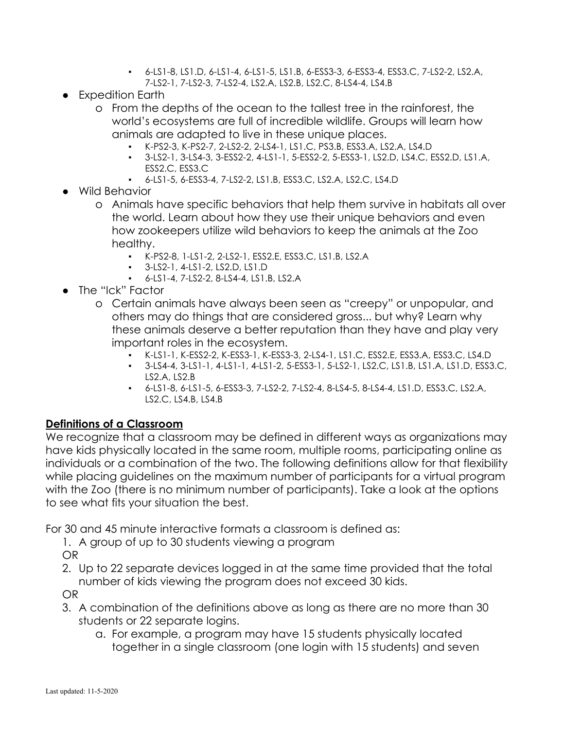- 6-LS1-8, LS1.D, 6-LS1-4, 6-LS1-5, LS1.B, 6-ESS3-3, 6-ESS3-4, ESS3.C, 7-LS2-2, LS2.A, 7-LS2-1, 7-LS2-3, 7-LS2-4, LS2.A, LS2.B, LS2.C, 8-LS4-4, LS4.B

- Expedition Earth
    - From the depths of the ocean to the tallest tree in the rainforest, the world's ecosystems are full of incredible wildlife. Groups will learn how animals are adapted to live in these unique places.
        - K-PS2-3, K-PS2-7, 2-LS2-2, 2-LS4-1, LS1.C, PS3.B, ESS3.A, LS2.A, LS4.D
        - 3-LS2-1, 3-LS4-3, 3-ESS2-2, 4-LS1-1, 5-ESS2-2, 5-ESS3-1, LS2.D, LS4.C, ESS2.D, LS1.A, ESS2.C, ESS3.C
        - 6-LS1-5, 6-ESS3-4, 7-LS2-2, LS1.B, ESS3.C, LS2.A, LS2.C, LS4.D
- Wild Behavior
    - Animals have specific behaviors that help them survive in habitats all over the world. Learn about how they use their unique behaviors and even how zookeepers utilize wild behaviors to keep the animals at the Zoo healthy.
        - K-PS2-8, 1-LS1-2, 2-LS2-1, ESS2.E, ESS3.C, LS1.B, LS2.A
        - 3-LS2-1, 4-LS1-2, LS2.D, LS1.D
        - 6-LS1-4, 7-LS2-2, 8-LS4-4, LS1.B, LS2.A
- The "Ick" Factor
    - Certain animals have always been seen as "creepy" or unpopular, and others may do things that are considered gross... but why? Learn why these animals deserve a better reputation than they have and play very important roles in the ecosystem.
        - K-LS1-1, K-ESS2-2, K-ESS3-1, K-ESS3-3, 2-LS4-1, LS1.C, ESS2.E, ESS3.A, ESS3.C, LS4.D
        - 3-LS4-4, 3-LS1-1, 4-LS1-1, 4-LS1-2, 5-ESS3-1, 5-LS2-1, LS2.C, LS1.B, LS1.A, LS1.D, ESS3.C, LS2.A, LS2.B
        - 6-LS1-8, 6-LS1-5, 6-ESS3-3, 7-LS2-2, 7-LS2-4, 8-LS4-5, 8-LS4-4, LS1.D, ESS3.C, LS2.A, LS2.C, LS4.B, LS4.B

**Definitions of a Classroom**

We recognize that a classroom may be defined in different ways as organizations may have kids physically located in the same room, multiple rooms, participating online as individuals or a combination of the two. The following definitions allow for that flexibility while placing guidelines on the maximum number of participants for a virtual program with the Zoo (there is no minimum number of participants). Take a look at the options to see what fits your situation the best.

For 30 and 45 minute interactive formats a classroom is defined as:

1. A group of up to 30 students viewing a program

OR

2. Up to 22 separate devices logged in at the same time provided that the total number of kids viewing the program does not exceed 30 kids.

OR

3. A combination of the definitions above as long as there are no more than 30 students or 22 separate logins.
    a. For example, a program may have 15 students physically located together in a single classroom (one login with 15 students) and seven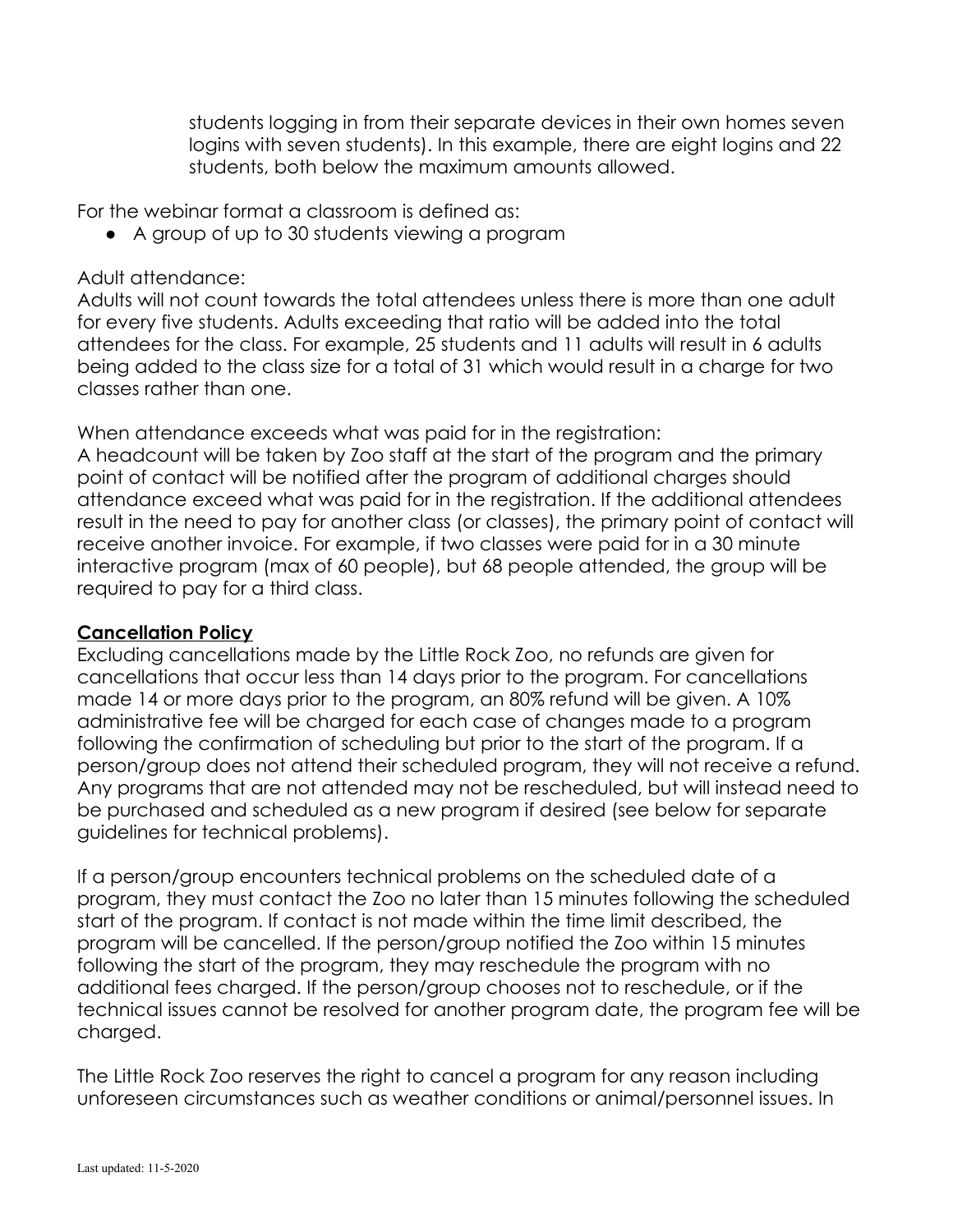students logging in from their separate devices in their own homes seven logins with seven students). In this example, there are eight logins and 22 students, both below the maximum amounts allowed.

For the webinar format a classroom is defined as:

- A group of up to 30 students viewing a program

Adult attendance:
Adults will not count towards the total attendees unless there is more than one adult for every five students. Adults exceeding that ratio will be added into the total attendees for the class. For example, 25 students and 11 adults will result in 6 adults being added to the class size for a total of 31 which would result in a charge for two classes rather than one.

When attendance exceeds what was paid for in the registration:
A headcount will be taken by Zoo staff at the start of the program and the primary point of contact will be notified after the program of additional charges should attendance exceed what was paid for in the registration. If the additional attendees result in the need to pay for another class (or classes), the primary point of contact will receive another invoice. For example, if two classes were paid for in a 30 minute interactive program (max of 60 people), but 68 people attended, the group will be required to pay for a third class.

## Cancellation Policy

Excluding cancellations made by the Little Rock Zoo, no refunds are given for cancellations that occur less than 14 days prior to the program. For cancellations made 14 or more days prior to the program, an 80% refund will be given. A 10% administrative fee will be charged for each case of changes made to a program following the confirmation of scheduling but prior to the start of the program. If a person/group does not attend their scheduled program, they will not receive a refund. Any programs that are not attended may not be rescheduled, but will instead need to be purchased and scheduled as a new program if desired (see below for separate guidelines for technical problems).

If a person/group encounters technical problems on the scheduled date of a program, they must contact the Zoo no later than 15 minutes following the scheduled start of the program. If contact is not made within the time limit described, the program will be cancelled. If the person/group notified the Zoo within 15 minutes following the start of the program, they may reschedule the program with no additional fees charged. If the person/group chooses not to reschedule, or if the technical issues cannot be resolved for another program date, the program fee will be charged.

The Little Rock Zoo reserves the right to cancel a program for any reason including unforeseen circumstances such as weather conditions or animal/personnel issues. In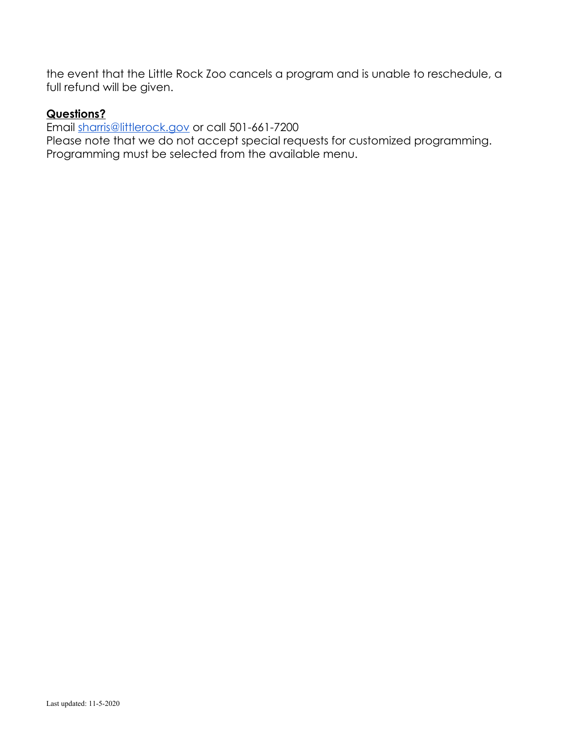the event that the Little Rock Zoo cancels a program and is unable to reschedule, a full refund will be given.

**Questions?**

Email [sharris@littlerock.gov](mailto:sharris@littlerock.gov) or call 501-661-7200
Please note that we do not accept special requests for customized programming. Programming must be selected from the available menu.

Last updated: 11-5-2020